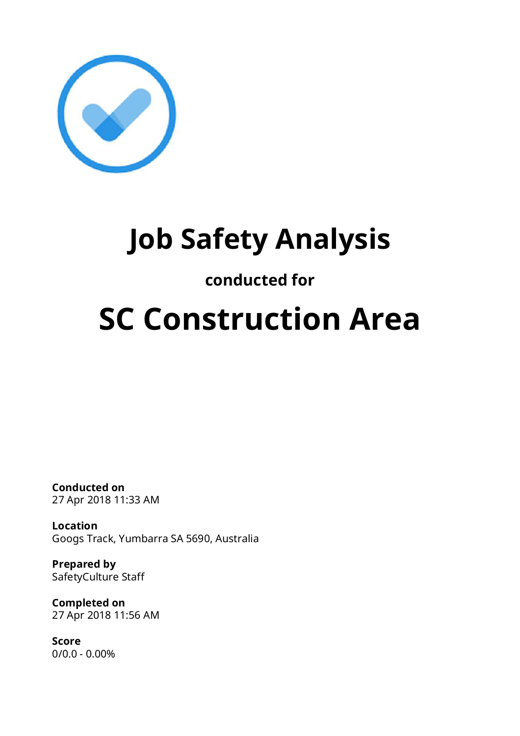# Job Safety Analysis

### conducted for

# SC Construction Area

**Conducted on**
27 Apr 2018 11:33 AM

**Location**
Googs Track, Yumbarra SA 5690, Australia

**Prepared by**
SafetyCulture Staff

**Completed on**
27 Apr 2018 11:56 AM

**Score**
0/0.0 - 0.00%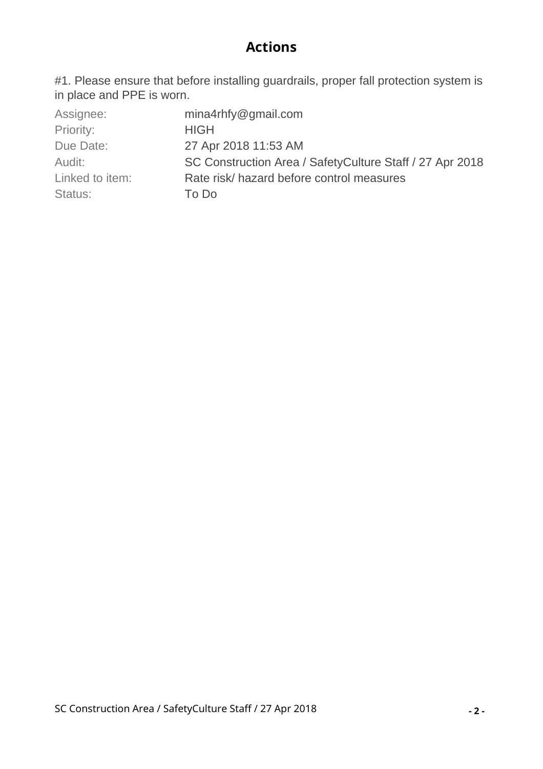# Actions

#1. Please ensure that before installing guardrails, proper fall protection system is in place and PPE is worn.

| | |
|---|---|
| Assignee: | mina4rhfy@gmail.com |
| Priority: | HIGH |
| Due Date: | 27 Apr 2018 11:53 AM |
| Audit: | SC Construction Area / SafetyCulture Staff / 27 Apr 2018 |
| Linked to item: | Rate risk/ hazard before control measures |
| Status: | To Do |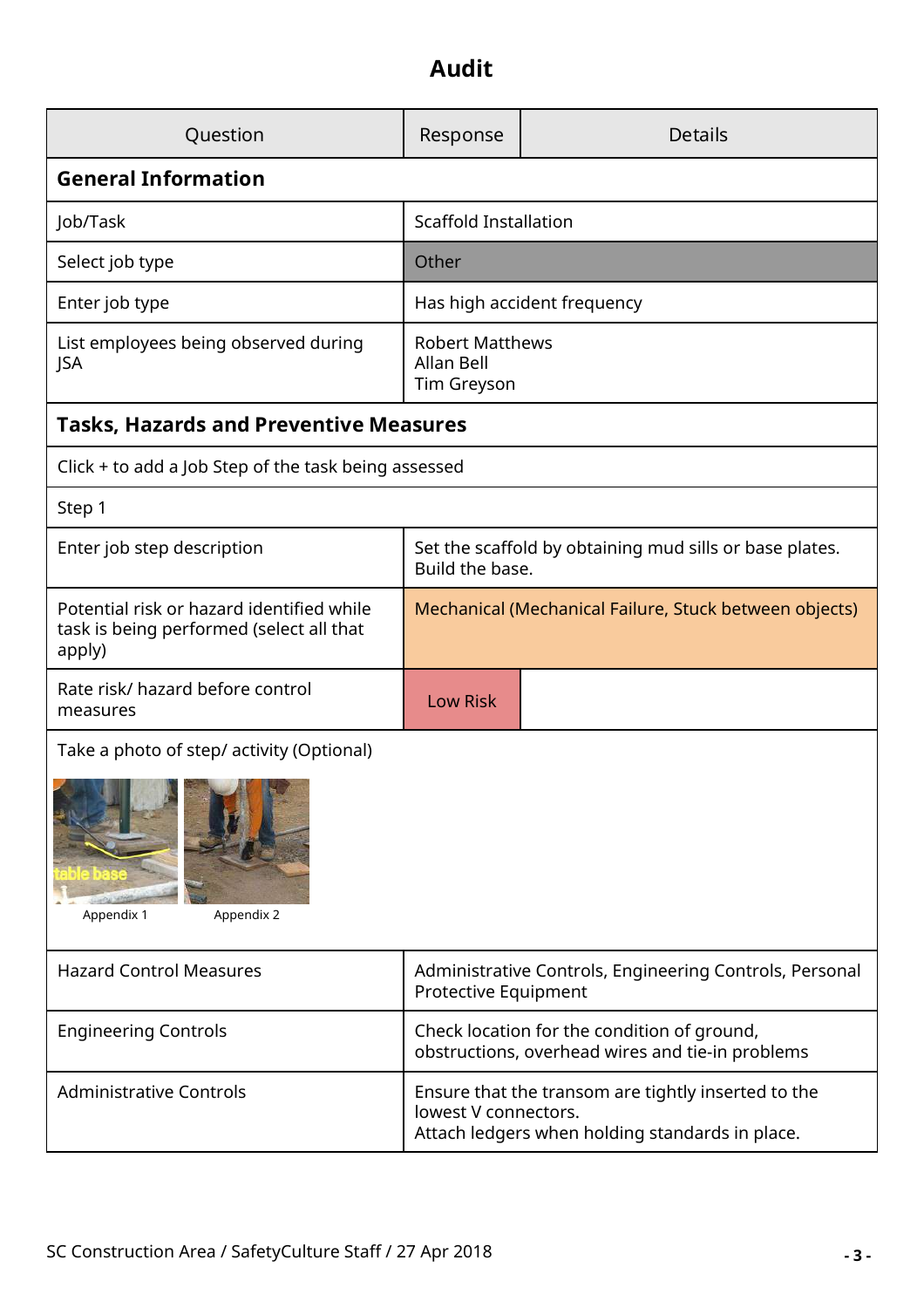# Audit

| Question | Response | Details |
|---|---|---|
| **General Information** | | |
| Job/Task | Scaffold Installation | |
| Select job type | Other | |
| Enter job type | Has high accident frequency | |
| List employees being observed during JSA | Robert Matthews<br>Allan Bell<br>Tim Greyson | |
| **Tasks, Hazards and Preventive Measures** | | |
| Click + to add a Job Step of the task being assessed | | |
| Step 1 | | |
| Enter job step description | Set the scaffold by obtaining mud sills or base plates. Build the base. | |
| Potential risk or hazard identified while task is being performed (select all that apply) | Mechanical (Mechanical Failure, Stuck between objects) | |
| Rate risk/ hazard before control measures | Low Risk | |
| Take a photo of step/ activity (Optional) | | |
| Appendix 1 Appendix 2 | | |
| Hazard Control Measures | Administrative Controls, Engineering Controls, Personal Protective Equipment | |
| Engineering Controls | Check location for the condition of ground, obstructions, overhead wires and tie-in problems | |
| Administrative Controls | Ensure that the transom are tightly inserted to the lowest V connectors.<br>Attach ledgers when holding standards in place. | |

SC Construction Area / SafetyCulture Staff / 27 Apr 2018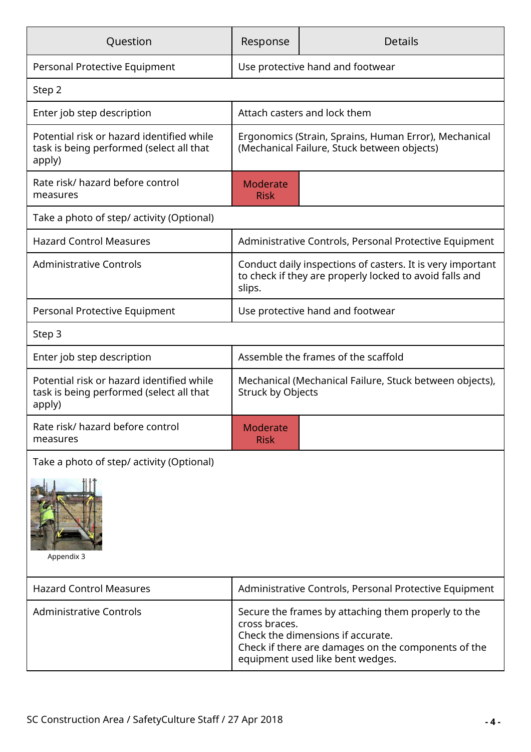| Question | Response | Details |
|---|---|---|
| Personal Protective Equipment | Use protective hand and footwear | |
| Step 2 | | |
| Enter job step description | Attach casters and lock them | |
| Potential risk or hazard identified while task is being performed (select all that apply) | Ergonomics (Strain, Sprains, Human Error), Mechanical (Mechanical Failure, Stuck between objects) | |
| Rate risk/ hazard before control measures | Moderate Risk | |
| Take a photo of step/ activity (Optional) | | |
| Hazard Control Measures | Administrative Controls, Personal Protective Equipment | |
| Administrative Controls | Conduct daily inspections of casters. It is very important to check if they are properly locked to avoid falls and slips. | |
| Personal Protective Equipment | Use protective hand and footwear | |
| Step 3 | | |
| Enter job step description | Assemble the frames of the scaffold | |
| Potential risk or hazard identified while task is being performed (select all that apply) | Mechanical (Mechanical Failure, Stuck between objects), Struck by Objects | |
| Rate risk/ hazard before control measures | Moderate Risk | |
| Take a photo of step/ activity (Optional) Appendix 3 | | |
| Hazard Control Measures | Administrative Controls, Personal Protective Equipment | |
| Administrative Controls | Secure the frames by attaching them properly to the cross braces. Check the dimensions if accurate. Check if there are damages on the components of the equipment used like bent wedges. | |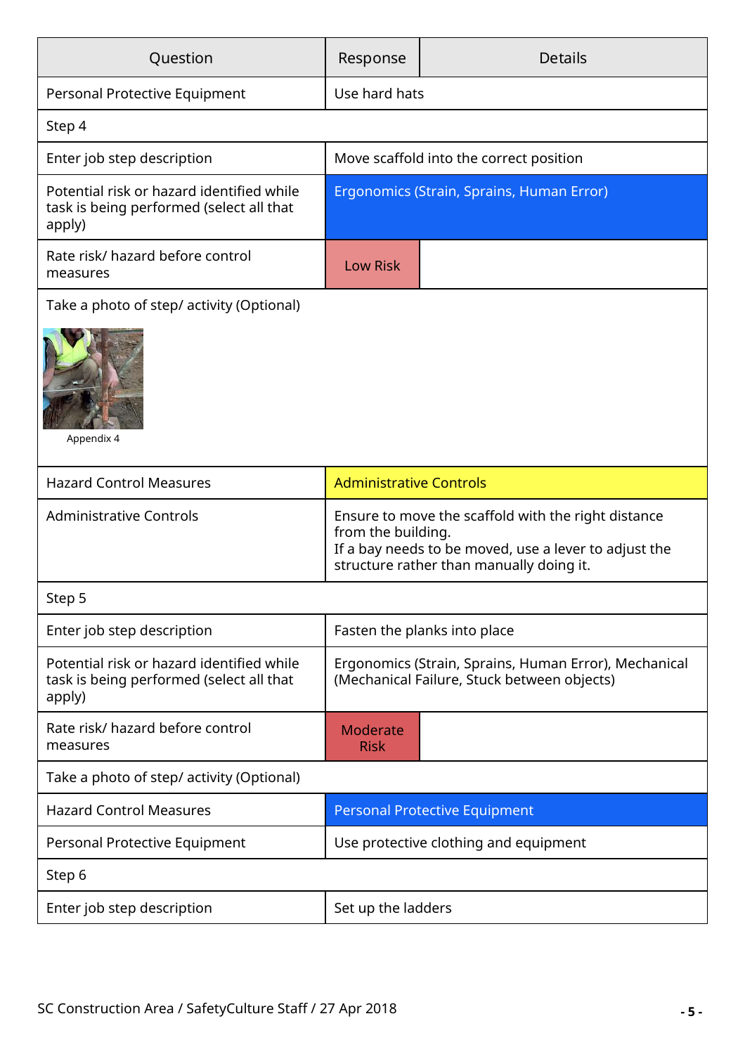| Question | Response | Details |
|---|---|---|
| Personal Protective Equipment | Use hard hats | |
| Step 4 | | |
| Enter job step description | Move scaffold into the correct position | |
| Potential risk or hazard identified while task is being performed (select all that apply) | Ergonomics (Strain, Sprains, Human Error) | |
| Rate risk/ hazard before control measures | Low Risk | |
| Take a photo of step/ activity (Optional) | | |
| Appendix 4 | | |
| Hazard Control Measures | Administrative Controls | |
| Administrative Controls | Ensure to move the scaffold with the right distance from the building.<br>If a bay needs to be moved, use a lever to adjust the structure rather than manually doing it. | |
| Step 5 | | |
| Enter job step description | Fasten the planks into place | |
| Potential risk or hazard identified while task is being performed (select all that apply) | Ergonomics (Strain, Sprains, Human Error), Mechanical (Mechanical Failure, Stuck between objects) | |
| Rate risk/ hazard before control measures | Moderate Risk | |
| Take a photo of step/ activity (Optional) | | |
| Hazard Control Measures | Personal Protective Equipment | |
| Personal Protective Equipment | Use protective clothing and equipment | |
| Step 6 | | |
| Enter job step description | Set up the ladders | |

SC Construction Area / SafetyCulture Staff / 27 Apr 2018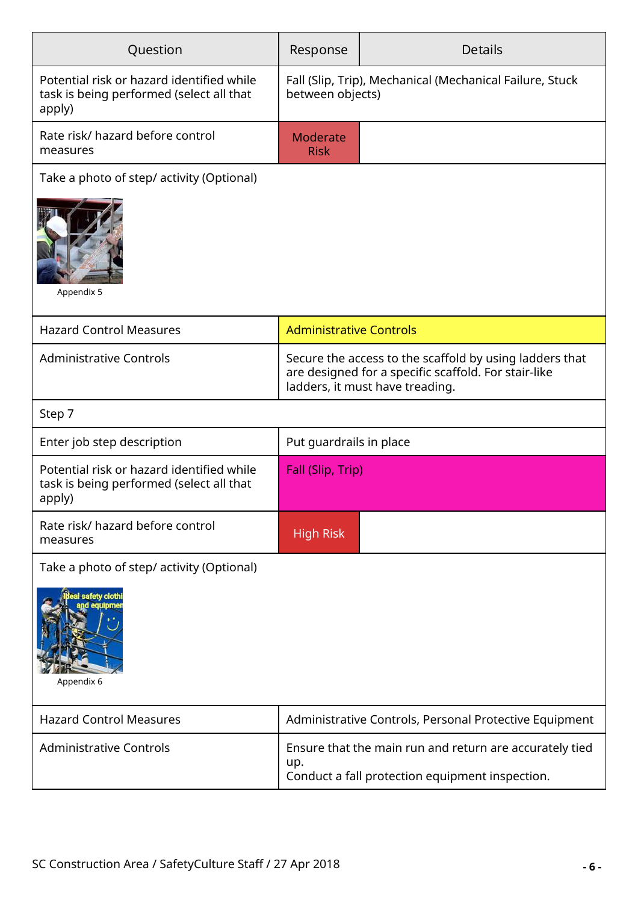| Question | Response | Details |
| --- | --- | --- |
| Potential risk or hazard identified while task is being performed (select all that apply) | Fall (Slip, Trip), Mechanical (Mechanical Failure, Stuck between objects) | |
| Rate risk/ hazard before control measures | Moderate Risk | |
| Take a photo of step/ activity (Optional) | | |
| Appendix 5 | | |
| Hazard Control Measures | Administrative Controls | |
| Administrative Controls | Secure the access to the scaffold by using ladders that are designed for a specific scaffold. For stair-like ladders, it must have treading. | |
| Step 7 | | |
| Enter job step description | Put guardrails in place | |
| Potential risk or hazard identified while task is being performed (select all that apply) | Fall (Slip, Trip) | |
| Rate risk/ hazard before control measures | High Risk | |
| Take a photo of step/ activity (Optional) | | |
| Appendix 6 | | |
| Hazard Control Measures | Administrative Controls, Personal Protective Equipment | |
| Administrative Controls | Ensure that the main run and return are accurately tied up.<br>Conduct a fall protection equipment inspection. | |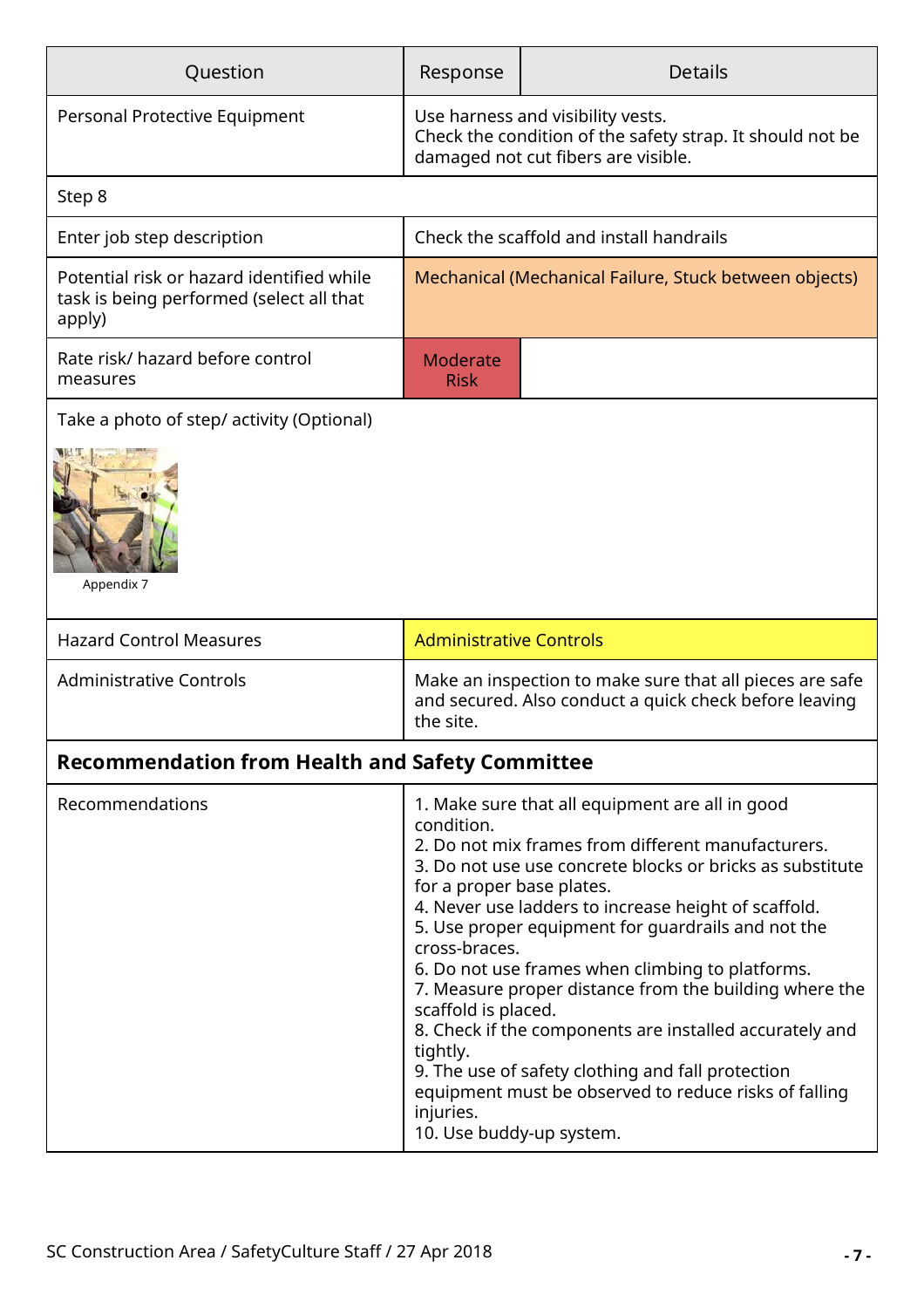| Question | Response | Details |
| --- | --- | --- |
| Personal Protective Equipment | Use harness and visibility vests.<br>Check the condition of the safety strap. It should not be damaged not cut fibers are visible. | |
| Step 8 | | |
| Enter job step description | Check the scaffold and install handrails | |
| Potential risk or hazard identified while task is being performed (select all that apply) | Mechanical (Mechanical Failure, Stuck between objects) | |
| Rate risk/ hazard before control measures | Moderate Risk | |
| Take a photo of step/ activity (Optional) | | |

Appendix 7

| | | |
| --- | --- | --- |
| Hazard Control Measures | Administrative Controls | |
| Administrative Controls | Make an inspection to make sure that all pieces are safe and secured. Also conduct a quick check before leaving the site. | |

**Recommendation from Health and Safety Committee**

| | |
| --- | --- |
| Recommendations | 1. Make sure that all equipment are all in good condition.<br>2. Do not mix frames from different manufacturers.<br>3. Do not use use concrete blocks or bricks as substitute for a proper base plates.<br>4. Never use ladders to increase height of scaffold.<br>5. Use proper equipment for guardrails and not the cross-braces.<br>6. Do not use frames when climbing to platforms.<br>7. Measure proper distance from the building where the scaffold is placed.<br>8. Check if the components are installed accurately and tightly.<br>9. The use of safety clothing and fall protection equipment must be observed to reduce risks of falling injuries.<br>10. Use buddy-up system. |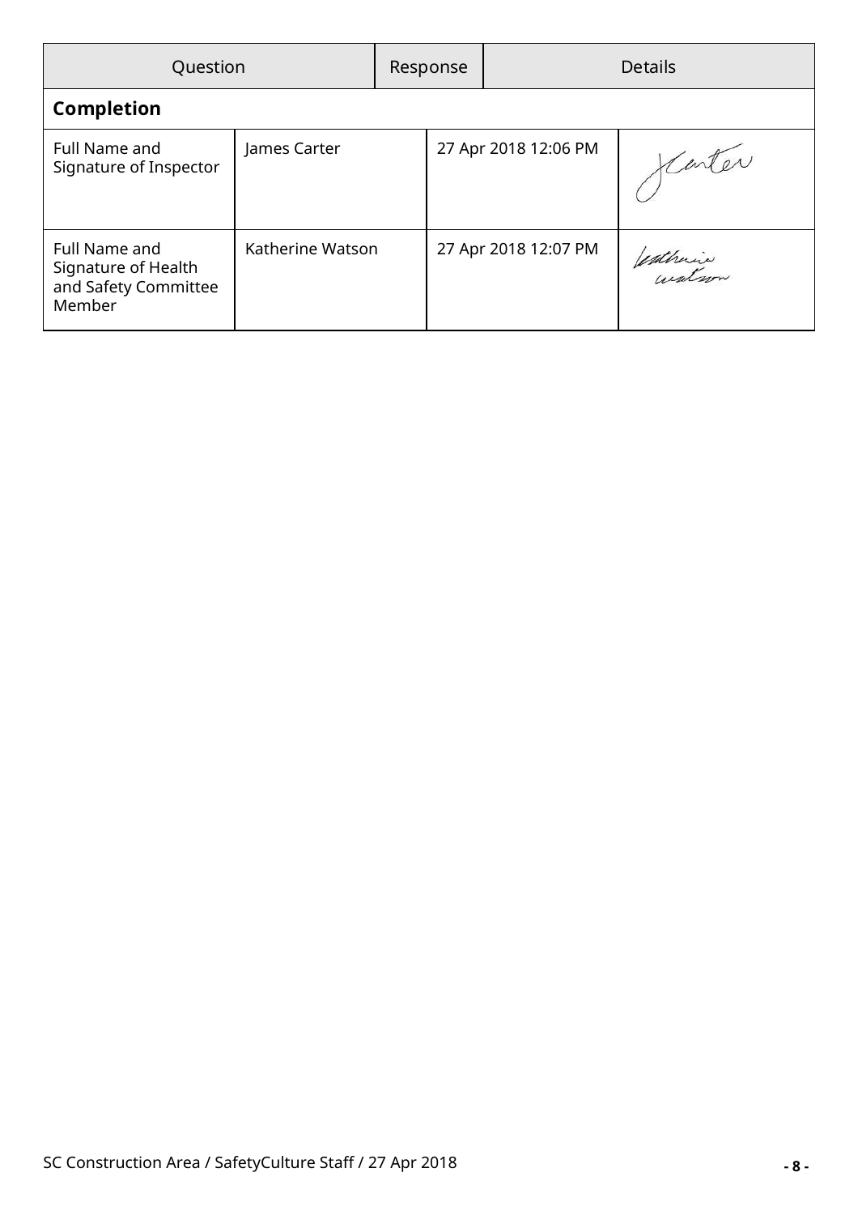| Question | Response | Details | |
|---|---|---|---|
| **Completion** | | | |
| Full Name and Signature of Inspector | James Carter | 27 Apr 2018 12:06 PM | |
| Full Name and Signature of Health and Safety Committee Member | Katherine Watson | 27 Apr 2018 12:07 PM | |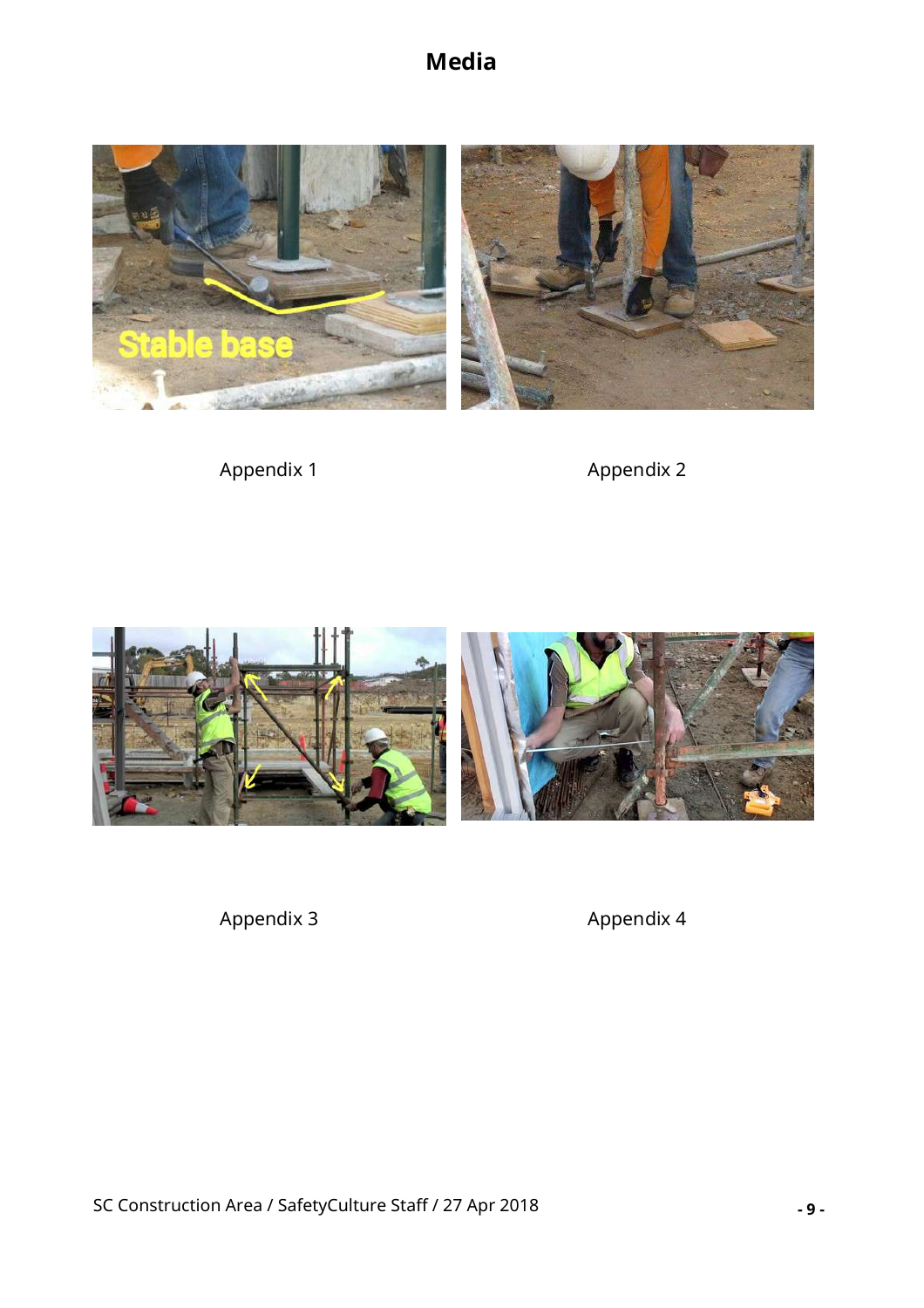# Media

Appendix 1

Appendix 2

Appendix 3

Appendix 4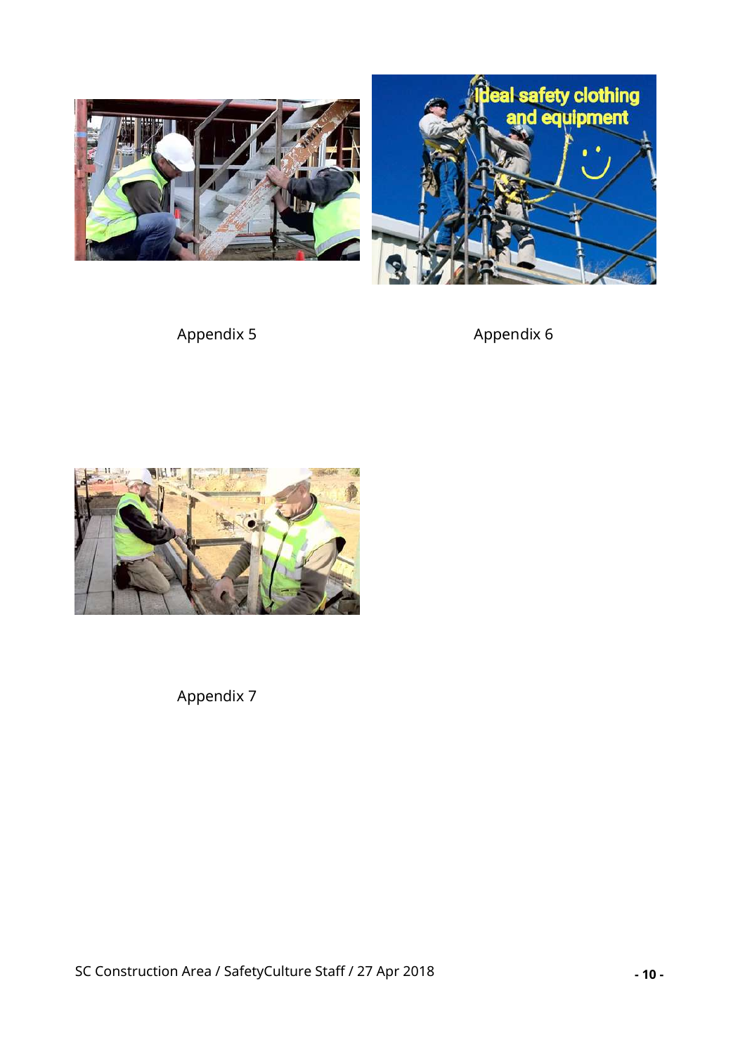Appendix 5

Appendix 6

Appendix 7